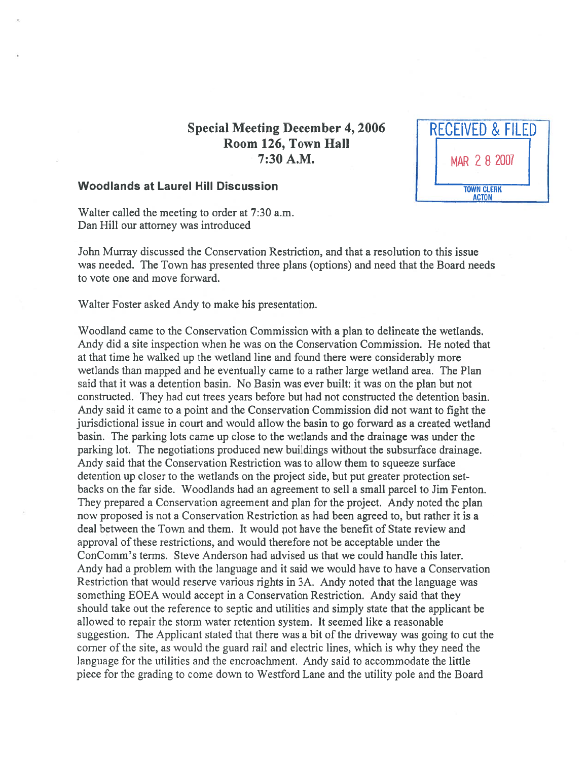# Special Meeting December 4, 2006
## Room 126, Town Hall
## 7:30 A.M.

RECEIVED & FILED
MAR 2 8 2007
TOWN CLERK
ACTON

### Woodlands at Laurel Hill Discussion

Walter called the meeting to order at 7:30 a.m.
Dan Hill our attorney was introduced

John Murray discussed the Conservation Restriction, and that a resolution to this issue was needed. The Town has presented three plans (options) and need that the Board needs to vote one and move forward.

Walter Foster asked Andy to make his presentation.

Woodland came to the Conservation Commission with a plan to delineate the wetlands. Andy did a site inspection when he was on the Conservation Commission. He noted that at that time he walked up the wetland line and found there were considerably more wetlands than mapped and he eventually came to a rather large wetland area. The Plan said that it was a detention basin. No Basin was ever built: it was on the plan but not constructed. They had cut trees years before but had not constructed the detention basin. Andy said it came to a point and the Conservation Commission did not want to fight the jurisdictional issue in court and would allow the basin to go forward as a created wetland basin. The parking lots came up close to the wetlands and the drainage was under the parking lot. The negotiations produced new buildings without the subsurface drainage. Andy said that the Conservation Restriction was to allow them to squeeze surface detention up closer to the wetlands on the project side, but put greater protection set-backs on the far side. Woodlands had an agreement to sell a small parcel to Jim Fenton. They prepared a Conservation agreement and plan for the project. Andy noted the plan now proposed is not a Conservation Restriction as had been agreed to, but rather it is a deal between the Town and them. It would not have the benefit of State review and approval of these restrictions, and would therefore not be acceptable under the ConComm's terms. Steve Anderson had advised us that we could handle this later. Andy had a problem with the language and it said we would have to have a Conservation Restriction that would reserve various rights in 3A. Andy noted that the language was something EOEA would accept in a Conservation Restriction. Andy said that they should take out the reference to septic and utilities and simply state that the applicant be allowed to repair the storm water retention system. It seemed like a reasonable suggestion. The Applicant stated that there was a bit of the driveway was going to cut the corner of the site, as would the guard rail and electric lines, which is why they need the language for the utilities and the encroachment. Andy said to accommodate the little piece for the grading to come down to Westford Lane and the utility pole and the Board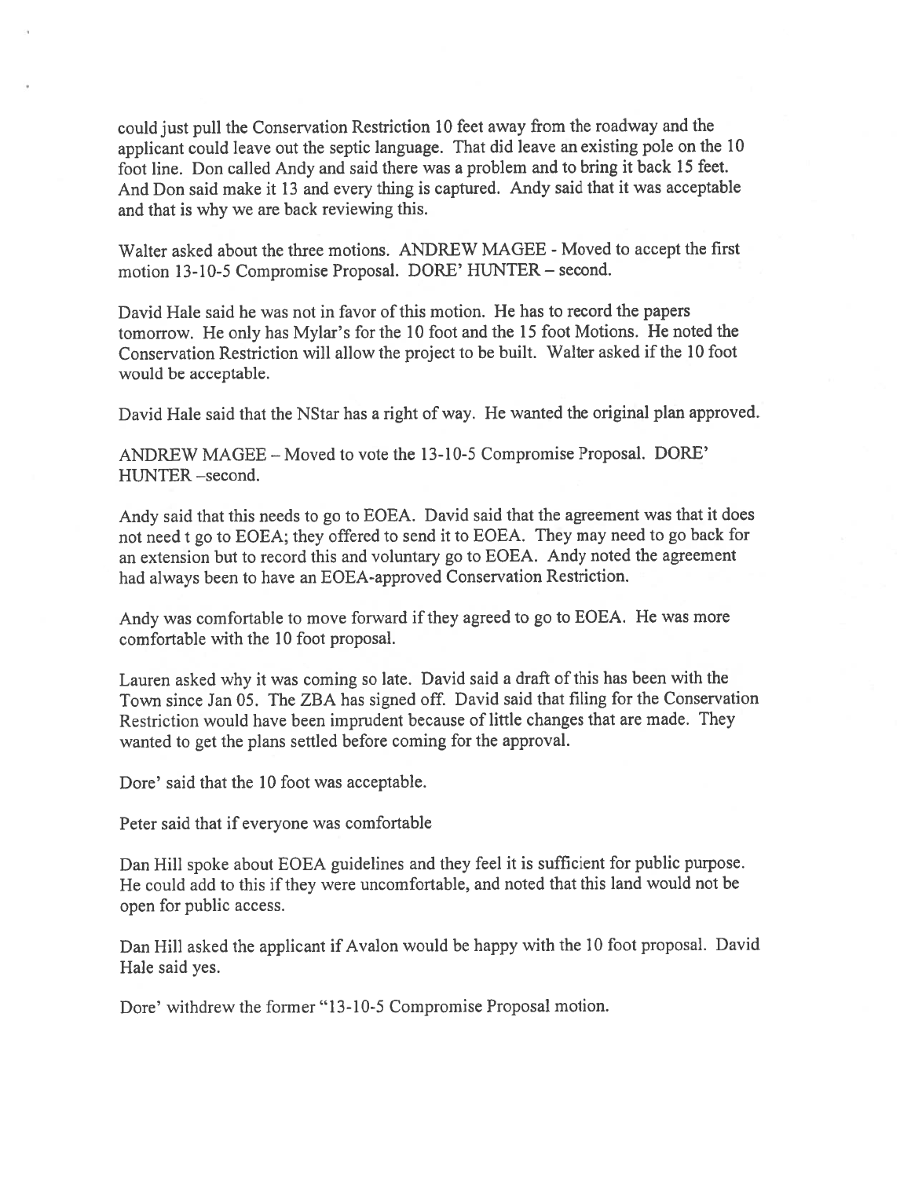could just pull the Conservation Restriction 10 feet away from the roadway and the applicant could leave out the septic language. That did leave an existing pole on the 10 foot line. Don called Andy and said there was a problem and to bring it back 15 feet. And Don said make it 13 and every thing is captured. Andy said that it was acceptable and that is why we are back reviewing this.

Walter asked about the three motions. ANDREW MAGEE - Moved to accept the first motion 13-10-5 Compromise Proposal. DORE' HUNTER – second.

David Hale said he was not in favor of this motion. He has to record the papers tomorrow. He only has Mylar's for the 10 foot and the 15 foot Motions. He noted the Conservation Restriction will allow the project to be built. Walter asked if the 10 foot would be acceptable.

David Hale said that the NStar has a right of way. He wanted the original plan approved.

ANDREW MAGEE – Moved to vote the 13-10-5 Compromise Proposal. DORE' HUNTER –second.

Andy said that this needs to go to EOEA. David said that the agreement was that it does not need t go to EOEA; they offered to send it to EOEA. They may need to go back for an extension but to record this and voluntary go to EOEA. Andy noted the agreement had always been to have an EOEA-approved Conservation Restriction.

Andy was comfortable to move forward if they agreed to go to EOEA. He was more comfortable with the 10 foot proposal.

Lauren asked why it was coming so late. David said a draft of this has been with the Town since Jan 05. The ZBA has signed off. David said that filing for the Conservation Restriction would have been imprudent because of little changes that are made. They wanted to get the plans settled before coming for the approval.

Dore' said that the 10 foot was acceptable.

Peter said that if everyone was comfortable

Dan Hill spoke about EOEA guidelines and they feel it is sufficient for public purpose. He could add to this if they were uncomfortable, and noted that this land would not be open for public access.

Dan Hill asked the applicant if Avalon would be happy with the 10 foot proposal. David Hale said yes.

Dore' withdrew the former "13-10-5 Compromise Proposal motion.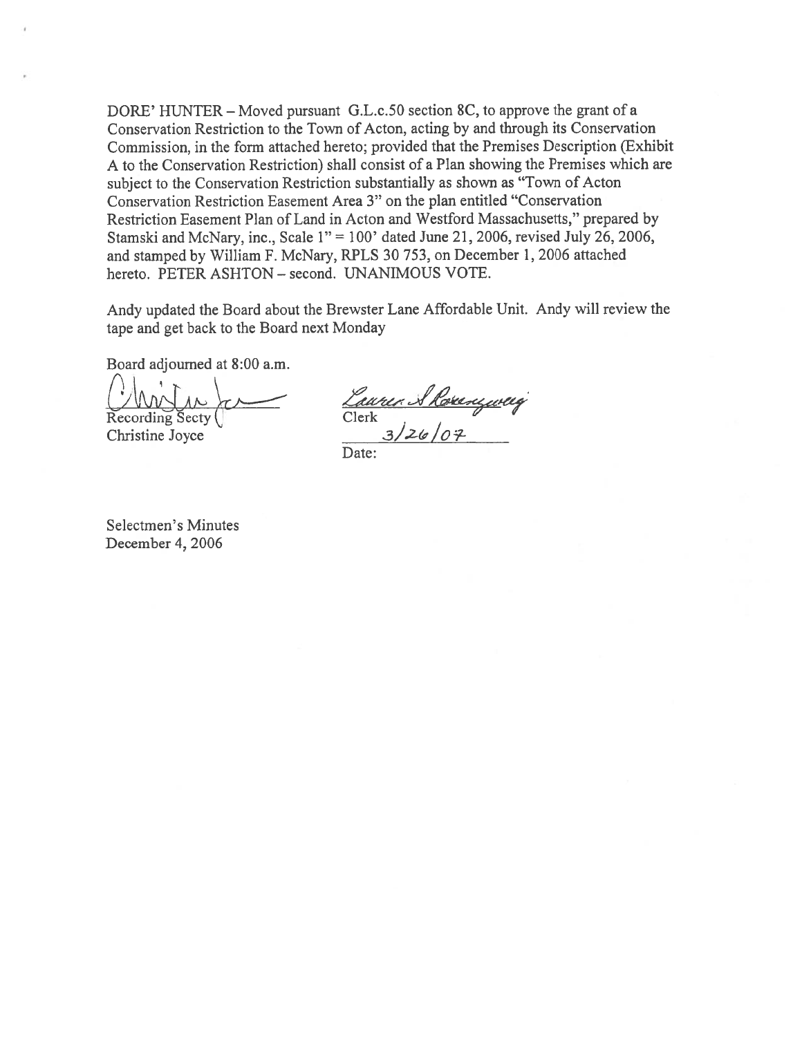DORE' HUNTER – Moved pursuant G.L.c.50 section 8C, to approve the grant of a Conservation Restriction to the Town of Acton, acting by and through its Conservation Commission, in the form attached hereto; provided that the Premises Description (Exhibit A to the Conservation Restriction) shall consist of a Plan showing the Premises which are subject to the Conservation Restriction substantially as shown as "Town of Acton Conservation Restriction Easement Area 3" on the plan entitled "Conservation Restriction Easement Plan of Land in Acton and Westford Massachusetts," prepared by Stamski and McNary, inc., Scale 1" = 100' dated June 21, 2006, revised July 26, 2006, and stamped by William F. McNary, RPLS 30 753, on December 1, 2006 attached hereto. PETER ASHTON – second. UNANIMOUS VOTE.

Andy updated the Board about the Brewster Lane Affordable Unit. Andy will review the tape and get back to the Board next Monday

Board adjourned at 8:00 a.m.

Recording Secty
Christine Joyce

Laura S Rosenzweig
Clerk
3/26/07
Date:

Selectmen's Minutes
December 4, 2006